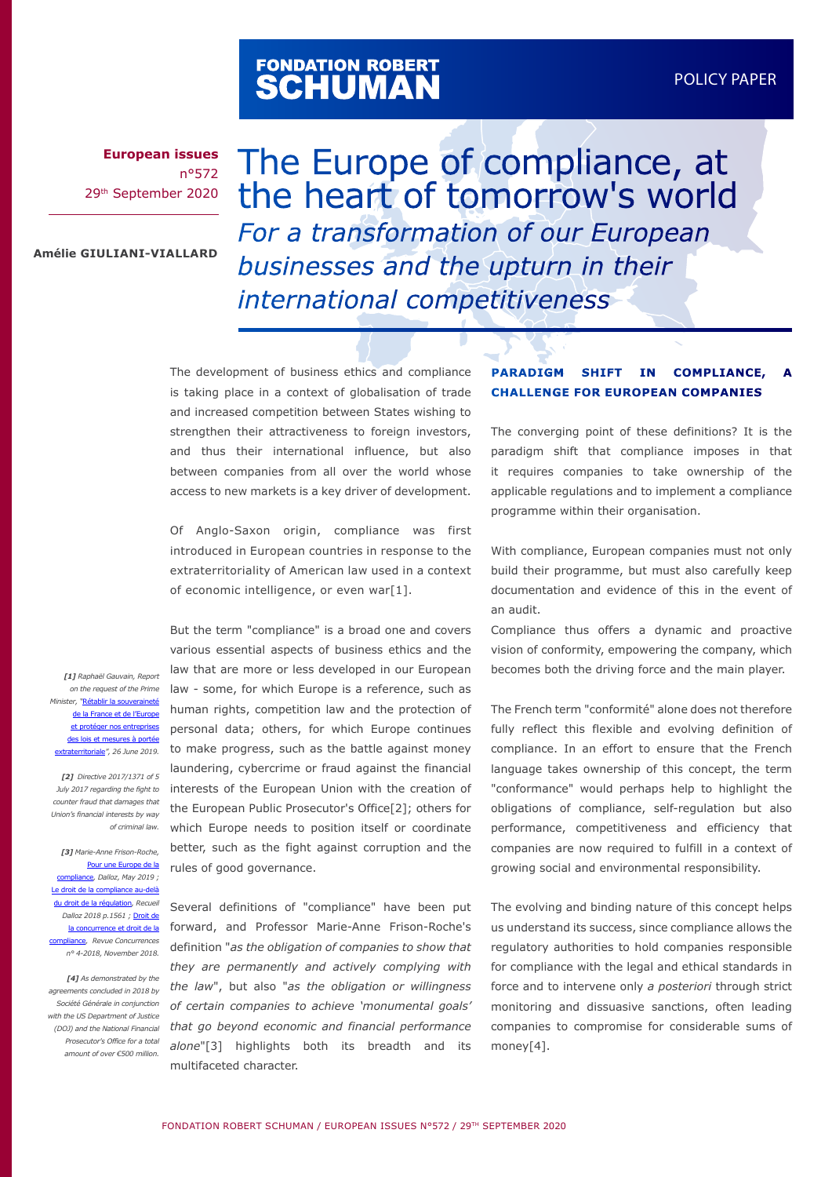FONDATION ROBERT SCHUMAN

POLICY PAPER

**European issues**
n°572
29th September 2020

**Amélie GIULIANI-VIALLARD**

# The Europe of compliance, at the heart of tomorrow's world

## *For a transformation of our European businesses and the upturn in their international competitiveness*

The development of business ethics and compliance is taking place in a context of globalisation of trade and increased competition between States wishing to strengthen their attractiveness to foreign investors, and thus their international influence, but also between companies from all over the world whose access to new markets is a key driver of development.

Of Anglo-Saxon origin, compliance was first introduced in European countries in response to the extraterritoriality of American law used in a context of economic intelligence, or even war[1].

But the term "compliance" is a broad one and covers various essential aspects of business ethics and the law that are more or less developed in our European law - some, for which Europe is a reference, such as human rights, competition law and the protection of personal data; others, for which Europe continues to make progress, such as the battle against money laundering, cybercrime or fraud against the financial interests of the European Union with the creation of the European Public Prosecutor's Office[2]; others for which Europe needs to position itself or coordinate better, such as the fight against corruption and the rules of good governance.

Several definitions of "compliance" have been put forward, and Professor Marie-Anne Frison-Roche's definition "*as the obligation of companies to show that they are permanently and actively complying with the law*", but also "*as the obligation or willingness of certain companies to achieve 'monumental goals' that go beyond economic and financial performance alone*"[3] highlights both its breadth and its multifaceted character.

### PARADIGM SHIFT IN COMPLIANCE, A CHALLENGE FOR EUROPEAN COMPANIES

The converging point of these definitions? It is the paradigm shift that compliance imposes in that it requires companies to take ownership of the applicable regulations and to implement a compliance programme within their organisation.

With compliance, European companies must not only build their programme, but must also carefully keep documentation and evidence of this in the event of an audit.

Compliance thus offers a dynamic and proactive vision of conformity, empowering the company, which becomes both the driving force and the main player.

The French term "conformité" alone does not therefore fully reflect this flexible and evolving definition of compliance. In an effort to ensure that the French language takes ownership of this concept, the term "conformance" would perhaps help to highlight the obligations of compliance, self-regulation but also performance, competitiveness and efficiency that companies are now required to fulfill in a context of growing social and environmental responsibility.

The evolving and binding nature of this concept helps us understand its success, since compliance allows the regulatory authorities to hold companies responsible for compliance with the legal and ethical standards in force and to intervene only *a posteriori* through strict monitoring and dissuasive sanctions, often leading companies to compromise for considerable sums of money[4].

---

*[1] Raphaël Gauvain, Report on the request of the Prime Minister, "Rétablir la souveraineté de la France et de l'Europe et protéger nos entreprises des lois et mesures à portée extraterritoriale", 26 June 2019.*

*[2] Directive 2017/1371 of 5 July 2017 regarding the fight to counter fraud that damages that Union's financial interests by way of criminal law.*

*[3] Marie-Anne Frison-Roche, Pour une Europe de la compliance, Dalloz, May 2019 ; Le droit de la compliance au-delà du droit de la régulation, Recueil Dalloz 2018 p.1561 ; Droit de la concurrence et droit de la compliance, Revue Concurrences n° 4-2018, November 2018.*

*[4] As demonstrated by the agreements concluded in 2018 by Société Générale in conjunction with the US Department of Justice (DOJ) and the National Financial Prosecutor's Office for a total amount of over €500 million.*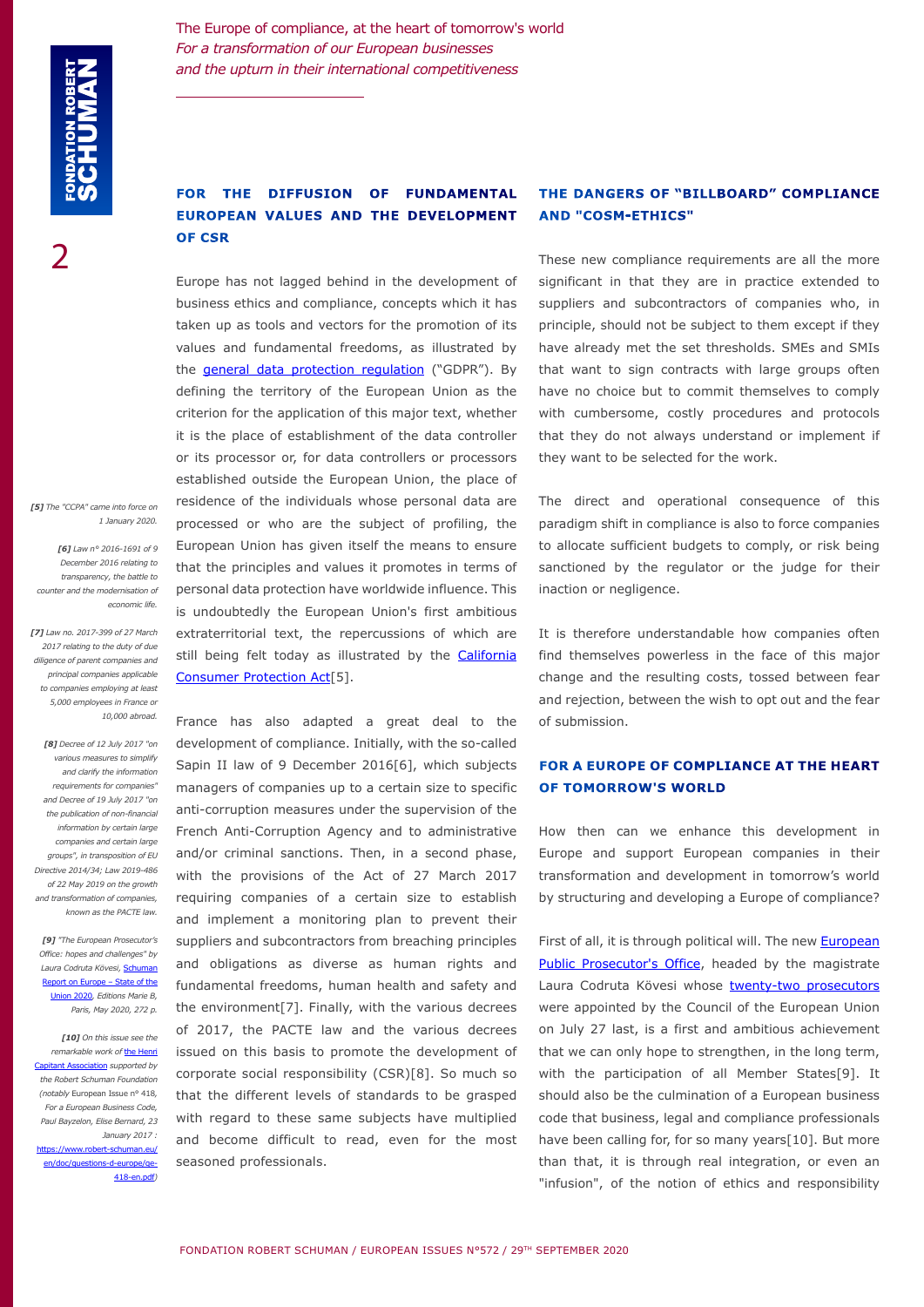## FOR THE DIFFUSION OF FUNDAMENTAL EUROPEAN VALUES AND THE DEVELOPMENT OF CSR

Europe has not lagged behind in the development of business ethics and compliance, concepts which it has taken up as tools and vectors for the promotion of its values and fundamental freedoms, as illustrated by the general data protection regulation ("GDPR"). By defining the territory of the European Union as the criterion for the application of this major text, whether it is the place of establishment of the data controller or its processor or, for data controllers or processors established outside the European Union, the place of residence of the individuals whose personal data are processed or who are the subject of profiling, the European Union has given itself the means to ensure that the principles and values it promotes in terms of personal data protection have worldwide influence. This is undoubtedly the European Union's first ambitious extraterritorial text, the repercussions of which are still being felt today as illustrated by the California Consumer Protection Act[5].

France has also adapted a great deal to the development of compliance. Initially, with the so-called Sapin II law of 9 December 2016[6], which subjects managers of companies up to a certain size to specific anti-corruption measures under the supervision of the French Anti-Corruption Agency and to administrative and/or criminal sanctions. Then, in a second phase, with the provisions of the Act of 27 March 2017 requiring companies of a certain size to establish and implement a monitoring plan to prevent their suppliers and subcontractors from breaching principles and obligations as diverse as human rights and fundamental freedoms, human health and safety and the environment[7]. Finally, with the various decrees of 2017, the PACTE law and the various decrees issued on this basis to promote the development of corporate social responsibility (CSR)[8]. So much so that the different levels of standards to be grasped with regard to these same subjects have multiplied and become difficult to read, even for the most seasoned professionals.

## THE DANGERS OF "BILLBOARD" COMPLIANCE AND "COSM-ETHICS"

These new compliance requirements are all the more significant in that they are in practice extended to suppliers and subcontractors of companies who, in principle, should not be subject to them except if they have already met the set thresholds. SMEs and SMIs that want to sign contracts with large groups often have no choice but to commit themselves to comply with cumbersome, costly procedures and protocols that they do not always understand or implement if they want to be selected for the work.

The direct and operational consequence of this paradigm shift in compliance is also to force companies to allocate sufficient budgets to comply, or risk being sanctioned by the regulator or the judge for their inaction or negligence.

It is therefore understandable how companies often find themselves powerless in the face of this major change and the resulting costs, tossed between fear and rejection, between the wish to opt out and the fear of submission.

## FOR A EUROPE OF COMPLIANCE AT THE HEART OF TOMORROW'S WORLD

How then can we enhance this development in Europe and support European companies in their transformation and development in tomorrow's world by structuring and developing a Europe of compliance?

First of all, it is through political will. The new European Public Prosecutor's Office, headed by the magistrate Laura Codruta Kövesi whose twenty-two prosecutors were appointed by the Council of the European Union on July 27 last, is a first and ambitious achievement that we can only hope to strengthen, in the long term, with the participation of all Member States[9]. It should also be the culmination of a European business code that business, legal and compliance professionals have been calling for, for so many years[10]. But more than that, it is through real integration, or even an "infusion", of the notion of ethics and responsibility

---

*[5] The "CCPA" came into force on 1 January 2020.*

*[6] Law n° 2016-1691 of 9 December 2016 relating to transparency, the battle to counter and the modernisation of economic life.*

*[7] Law no. 2017-399 of 27 March 2017 relating to the duty of due diligence of parent companies and principal companies applicable to companies employing at least 5,000 employees in France or 10,000 abroad.*

*[8] Decree of 12 July 2017 "on various measures to simplify and clarify the information requirements for companies" and Decree of 19 July 2017 "on the publication of non-financial information by certain large companies and certain large groups", in transposition of EU Directive 2014/34; Law 2019-486 of 22 May 2019 on the growth and transformation of companies, known as the PACTE law.*

*[9] "The European Prosecutor's Office: hopes and challenges" by Laura Codruta Kövesi, Schuman Report on Europe – State of the Union 2020, Editions Marie B, Paris, May 2020, 272 p.*

*[10] On this issue see the remarkable work of the Henri Capitant Association supported by the Robert Schuman Foundation (notably European Issue n° 418, For a European Business Code, Paul Bayzelon, Elise Bernard, 23 January 2017 : https://www.robert-schuman.eu/en/doc/questions-d-europe/qe-418-en.pdf)*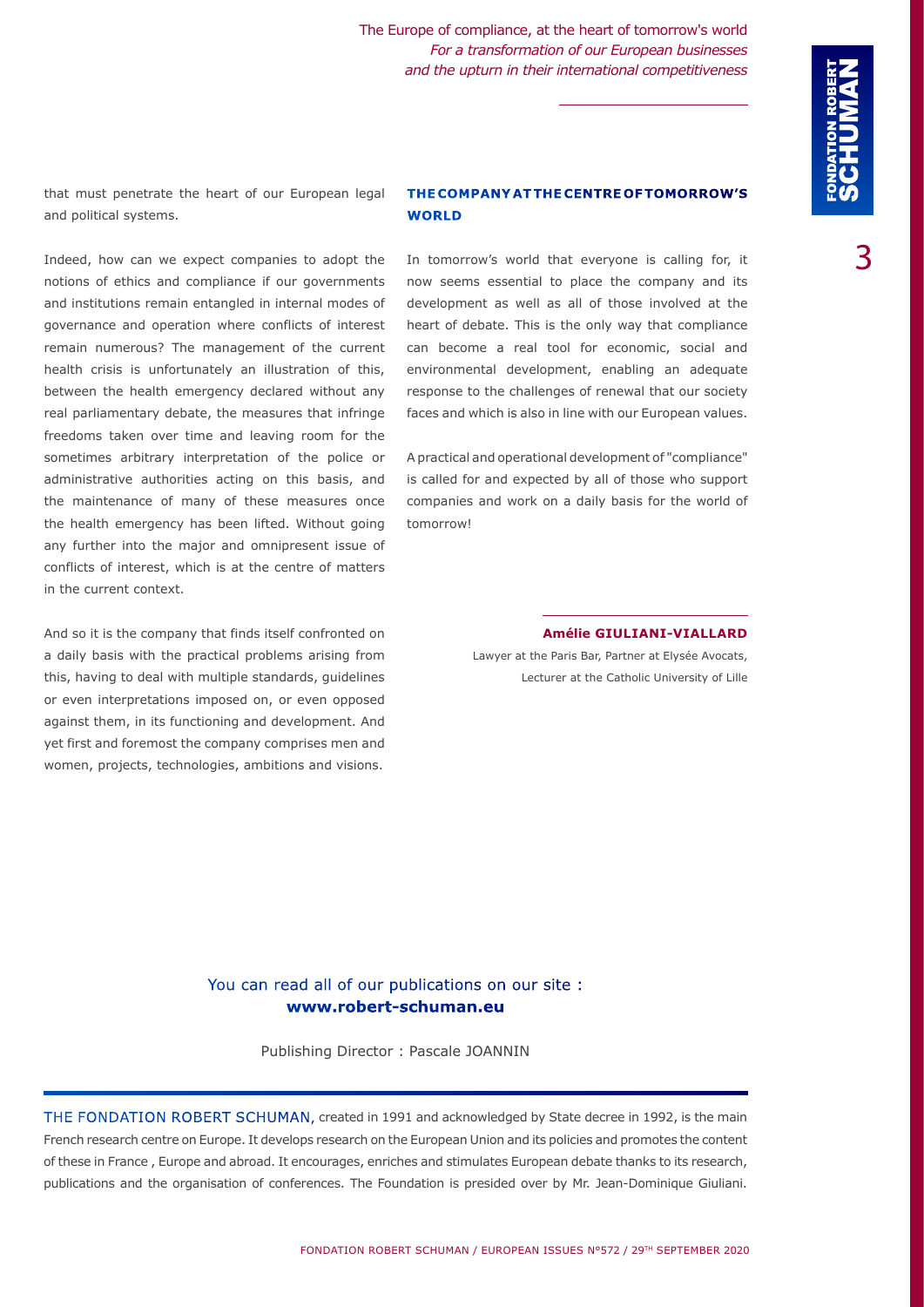that must penetrate the heart of our European legal and political systems.

Indeed, how can we expect companies to adopt the notions of ethics and compliance if our governments and institutions remain entangled in internal modes of governance and operation where conflicts of interest remain numerous? The management of the current health crisis is unfortunately an illustration of this, between the health emergency declared without any real parliamentary debate, the measures that infringe freedoms taken over time and leaving room for the sometimes arbitrary interpretation of the police or administrative authorities acting on this basis, and the maintenance of many of these measures once the health emergency has been lifted. Without going any further into the major and omnipresent issue of conflicts of interest, which is at the centre of matters in the current context.

And so it is the company that finds itself confronted on a daily basis with the practical problems arising from this, having to deal with multiple standards, guidelines or even interpretations imposed on, or even opposed against them, in its functioning and development. And yet first and foremost the company comprises men and women, projects, technologies, ambitions and visions.

## THE COMPANY AT THE CENTRE OF TOMORROW'S WORLD

In tomorrow's world that everyone is calling for, it now seems essential to place the company and its development as well as all of those involved at the heart of debate. This is the only way that compliance can become a real tool for economic, social and environmental development, enabling an adequate response to the challenges of renewal that our society faces and which is also in line with our European values.

A practical and operational development of "compliance" is called for and expected by all of those who support companies and work on a daily basis for the world of tomorrow!

**Amélie GIULIANI-VIALLARD**

Lawyer at the Paris Bar, Partner at Elysée Avocats, Lecturer at the Catholic University of Lille

You can read all of our publications on our site :
**www.robert-schuman.eu**

Publishing Director : Pascale JOANNIN

THE FONDATION ROBERT SCHUMAN, created in 1991 and acknowledged by State decree in 1992, is the main French research centre on Europe. It develops research on the European Union and its policies and promotes the content of these in France , Europe and abroad. It encourages, enriches and stimulates European debate thanks to its research, publications and the organisation of conferences. The Foundation is presided over by Mr. Jean-Dominique Giuliani.